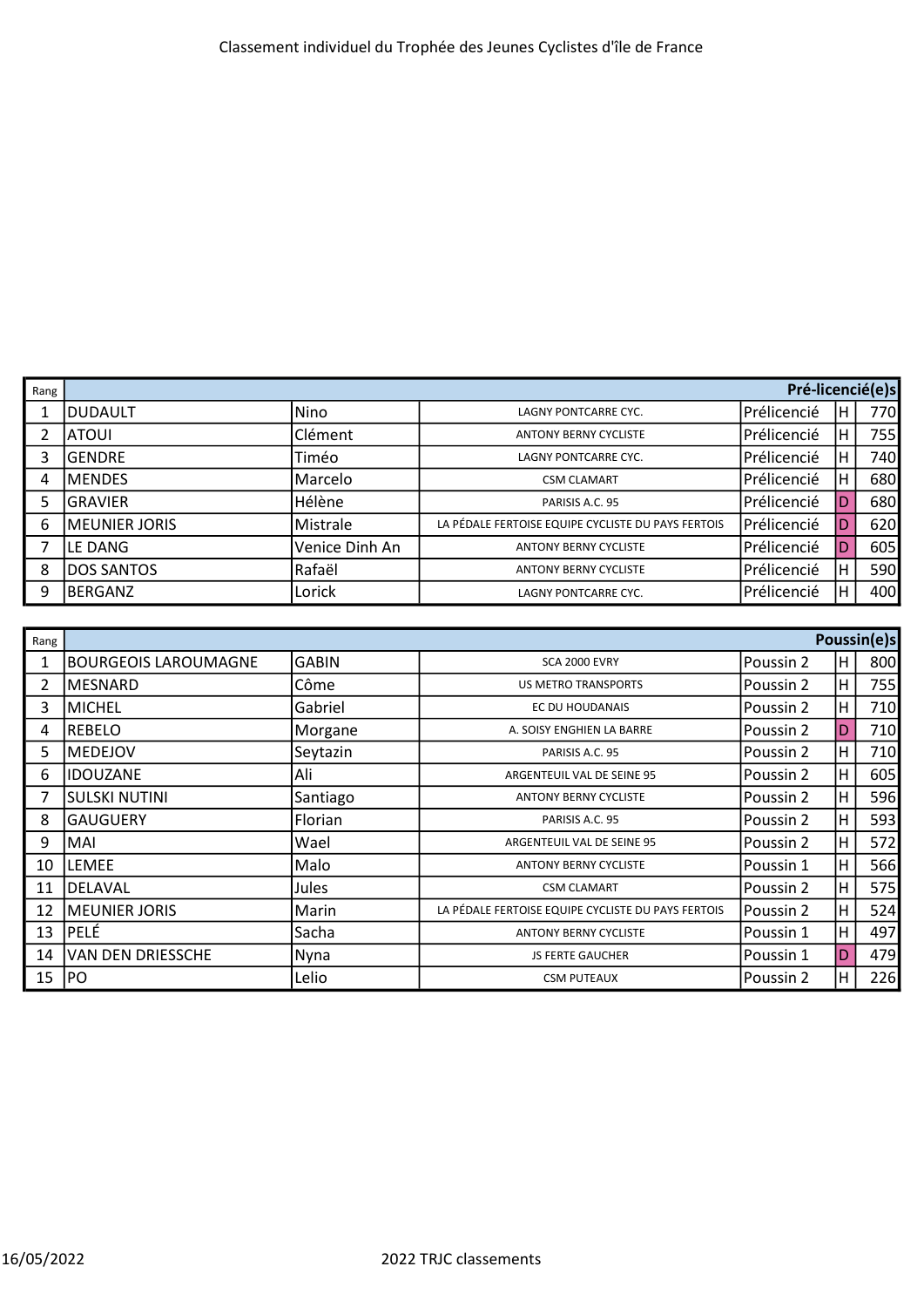# Classement individuel du Trophée des Jeunes Cyclistes d'île de France

| Rang | Pré-licencié(e)s | | | | | |
|---|---|---|---|---|---|---|
| 1 | DUDAULT | Nino | LAGNY PONTCARRE CYC. | Prélicencié | H | 770 |
| 2 | ATOUI | Clément | ANTONY BERNY CYCLISTE | Prélicencié | H | 755 |
| 3 | GENDRE | Timéo | LAGNY PONTCARRE CYC. | Prélicencié | H | 740 |
| 4 | MENDES | Marcelo | CSM CLAMART | Prélicencié | H | 680 |
| 5 | GRAVIER | Hélène | PARISIS A.C. 95 | Prélicencié | D | 680 |
| 6 | MEUNIER JORIS | Mistrale | LA PÉDALE FERTOISE EQUIPE CYCLISTE DU PAYS FERTOIS | Prélicencié | D | 620 |
| 7 | LE DANG | Venice Dinh An | ANTONY BERNY CYCLISTE | Prélicencié | D | 605 |
| 8 | DOS SANTOS | Rafaël | ANTONY BERNY CYCLISTE | Prélicencié | H | 590 |
| 9 | BERGANZ | Lorick | LAGNY PONTCARRE CYC. | Prélicencié | H | 400 |

| Rang | Poussin(e)s | | | | | |
|---|---|---|---|---|---|---|
| 1 | BOURGEOIS LAROUMAGNE | GABIN | SCA 2000 EVRY | Poussin 2 | H | 800 |
| 2 | MESNARD | Côme | US METRO TRANSPORTS | Poussin 2 | H | 755 |
| 3 | MICHEL | Gabriel | EC DU HOUDANAIS | Poussin 2 | H | 710 |
| 4 | REBELO | Morgane | A. SOISY ENGHIEN LA BARRE | Poussin 2 | D | 710 |
| 5 | MEDEJOV | Seytazin | PARISIS A.C. 95 | Poussin 2 | H | 710 |
| 6 | IDOUZANE | Ali | ARGENTEUIL VAL DE SEINE 95 | Poussin 2 | H | 605 |
| 7 | SULSKI NUTINI | Santiago | ANTONY BERNY CYCLISTE | Poussin 2 | H | 596 |
| 8 | GAUGUERY | Florian | PARISIS A.C. 95 | Poussin 2 | H | 593 |
| 9 | MAI | Wael | ARGENTEUIL VAL DE SEINE 95 | Poussin 2 | H | 572 |
| 10 | LEMEE | Malo | ANTONY BERNY CYCLISTE | Poussin 1 | H | 566 |
| 11 | DELAVAL | Jules | CSM CLAMART | Poussin 2 | H | 575 |
| 12 | MEUNIER JORIS | Marin | LA PÉDALE FERTOISE EQUIPE CYCLISTE DU PAYS FERTOIS | Poussin 2 | H | 524 |
| 13 | PELÉ | Sacha | ANTONY BERNY CYCLISTE | Poussin 1 | H | 497 |
| 14 | VAN DEN DRIESSCHE | Nyna | JS FERTE GAUCHER | Poussin 1 | D | 479 |
| 15 | PO | Lelio | CSM PUTEAUX | Poussin 2 | H | 226 |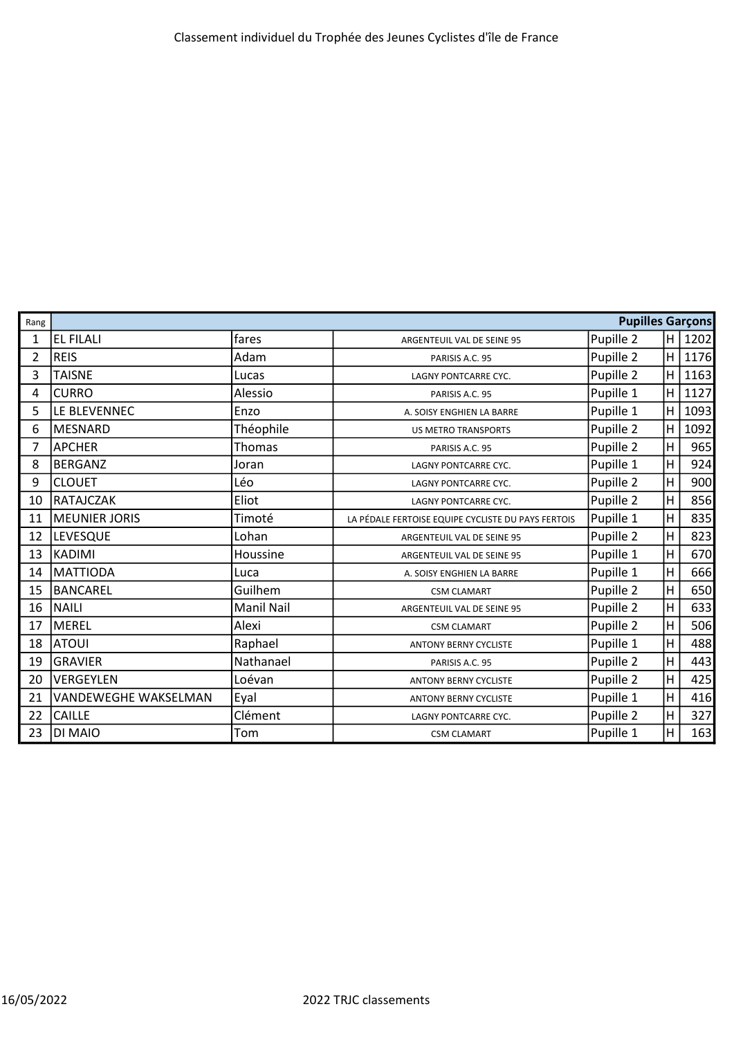Classement individuel du Trophée des Jeunes Cyclistes d'île de France

| Rang | Pupilles Garçons | | | | | |
|---|---|---|---|---|---|---|
| 1 | EL FILALI | fares | ARGENTEUIL VAL DE SEINE 95 | Pupille 2 | H | 1202 |
| 2 | REIS | Adam | PARISIS A.C. 95 | Pupille 2 | H | 1176 |
| 3 | TAISNE | Lucas | LAGNY PONTCARRE CYC. | Pupille 2 | H | 1163 |
| 4 | CURRO | Alessio | PARISIS A.C. 95 | Pupille 1 | H | 1127 |
| 5 | LE BLEVENNEC | Enzo | A. SOISY ENGHIEN LA BARRE | Pupille 1 | H | 1093 |
| 6 | MESNARD | Théophile | US METRO TRANSPORTS | Pupille 2 | H | 1092 |
| 7 | APCHER | Thomas | PARISIS A.C. 95 | Pupille 2 | H | 965 |
| 8 | BERGANZ | Joran | LAGNY PONTCARRE CYC. | Pupille 1 | H | 924 |
| 9 | CLOUET | Léo | LAGNY PONTCARRE CYC. | Pupille 2 | H | 900 |
| 10 | RATAJCZAK | Eliot | LAGNY PONTCARRE CYC. | Pupille 2 | H | 856 |
| 11 | MEUNIER JORIS | Timoté | LA PÉDALE FERTOISE EQUIPE CYCLISTE DU PAYS FERTOIS | Pupille 1 | H | 835 |
| 12 | LEVESQUE | Lohan | ARGENTEUIL VAL DE SEINE 95 | Pupille 2 | H | 823 |
| 13 | KADIMI | Houssine | ARGENTEUIL VAL DE SEINE 95 | Pupille 1 | H | 670 |
| 14 | MATTIODA | Luca | A. SOISY ENGHIEN LA BARRE | Pupille 1 | H | 666 |
| 15 | BANCAREL | Guilhem | CSM CLAMART | Pupille 2 | H | 650 |
| 16 | NAILI | Manil Nail | ARGENTEUIL VAL DE SEINE 95 | Pupille 2 | H | 633 |
| 17 | MEREL | Alexi | CSM CLAMART | Pupille 2 | H | 506 |
| 18 | ATOUI | Raphael | ANTONY BERNY CYCLISTE | Pupille 1 | H | 488 |
| 19 | GRAVIER | Nathanael | PARISIS A.C. 95 | Pupille 2 | H | 443 |
| 20 | VERGEYLEN | Loévan | ANTONY BERNY CYCLISTE | Pupille 2 | H | 425 |
| 21 | VANDEWEGHE WAKSELMAN | Eyal | ANTONY BERNY CYCLISTE | Pupille 1 | H | 416 |
| 22 | CAILLE | Clément | LAGNY PONTCARRE CYC. | Pupille 2 | H | 327 |
| 23 | DI MAIO | Tom | CSM CLAMART | Pupille 1 | H | 163 |

16/05/2022 2022 TRJC classements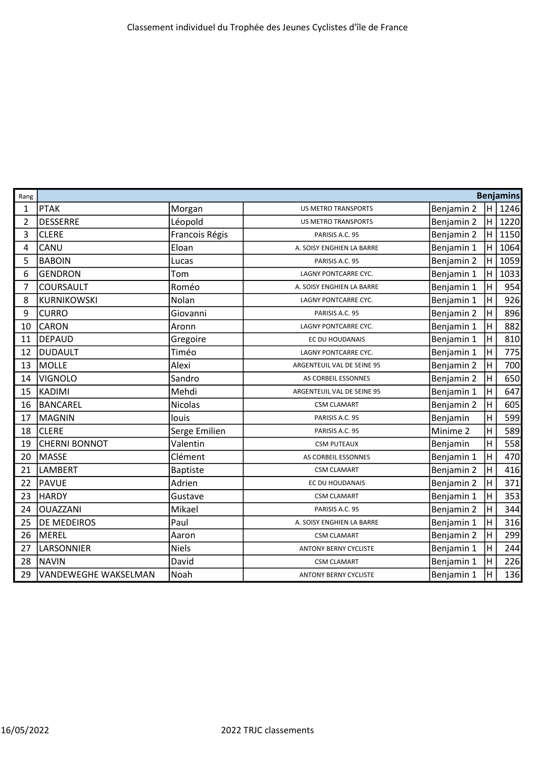Classement individuel du Trophée des Jeunes Cyclistes d'île de France

| Rang | | | | | | Benjamins |
|---|---|---|---|---|---|---|
| 1 | PTAK | Morgan | US METRO TRANSPORTS | Benjamin 2 | H | 1246 |
| 2 | DESSERRE | Léopold | US METRO TRANSPORTS | Benjamin 2 | H | 1220 |
| 3 | CLERE | Francois Régis | PARISIS A.C. 95 | Benjamin 2 | H | 1150 |
| 4 | CANU | Eloan | A. SOISY ENGHIEN LA BARRE | Benjamin 1 | H | 1064 |
| 5 | BABOIN | Lucas | PARISIS A.C. 95 | Benjamin 2 | H | 1059 |
| 6 | GENDRON | Tom | LAGNY PONTCARRE CYC. | Benjamin 1 | H | 1033 |
| 7 | COURSAULT | Roméo | A. SOISY ENGHIEN LA BARRE | Benjamin 1 | H | 954 |
| 8 | KURNIKOWSKI | Nolan | LAGNY PONTCARRE CYC. | Benjamin 1 | H | 926 |
| 9 | CURRO | Giovanni | PARISIS A.C. 95 | Benjamin 2 | H | 896 |
| 10 | CARON | Aronn | LAGNY PONTCARRE CYC. | Benjamin 1 | H | 882 |
| 11 | DEPAUD | Gregoire | EC DU HOUDANAIS | Benjamin 1 | H | 810 |
| 12 | DUDAULT | Timéo | LAGNY PONTCARRE CYC. | Benjamin 1 | H | 775 |
| 13 | MOLLE | Alexi | ARGENTEUIL VAL DE SEINE 95 | Benjamin 2 | H | 700 |
| 14 | VIGNOLO | Sandro | AS CORBEIL ESSONNES | Benjamin 2 | H | 650 |
| 15 | KADIMI | Mehdi | ARGENTEUIL VAL DE SEINE 95 | Benjamin 1 | H | 647 |
| 16 | BANCAREL | Nicolas | CSM CLAMART | Benjamin 2 | H | 605 |
| 17 | MAGNIN | louis | PARISIS A.C. 95 | Benjamin | H | 599 |
| 18 | CLERE | Serge Emilien | PARISIS A.C. 95 | Minime 2 | H | 589 |
| 19 | CHERNI BONNOT | Valentin | CSM PUTEAUX | Benjamin | H | 558 |
| 20 | MASSE | Clément | AS CORBEIL ESSONNES | Benjamin 1 | H | 470 |
| 21 | LAMBERT | Baptiste | CSM CLAMART | Benjamin 2 | H | 416 |
| 22 | PAVUE | Adrien | EC DU HOUDANAIS | Benjamin 2 | H | 371 |
| 23 | HARDY | Gustave | CSM CLAMART | Benjamin 1 | H | 353 |
| 24 | OUAZZANI | Mikael | PARISIS A.C. 95 | Benjamin 2 | H | 344 |
| 25 | DE MEDEIROS | Paul | A. SOISY ENGHIEN LA BARRE | Benjamin 1 | H | 316 |
| 26 | MEREL | Aaron | CSM CLAMART | Benjamin 2 | H | 299 |
| 27 | LARSONNIER | Niels | ANTONY BERNY CYCLISTE | Benjamin 1 | H | 244 |
| 28 | NAVIN | David | CSM CLAMART | Benjamin 1 | H | 226 |
| 29 | VANDEWEGHE WAKSELMAN | Noah | ANTONY BERNY CYCLISTE | Benjamin 1 | H | 136 |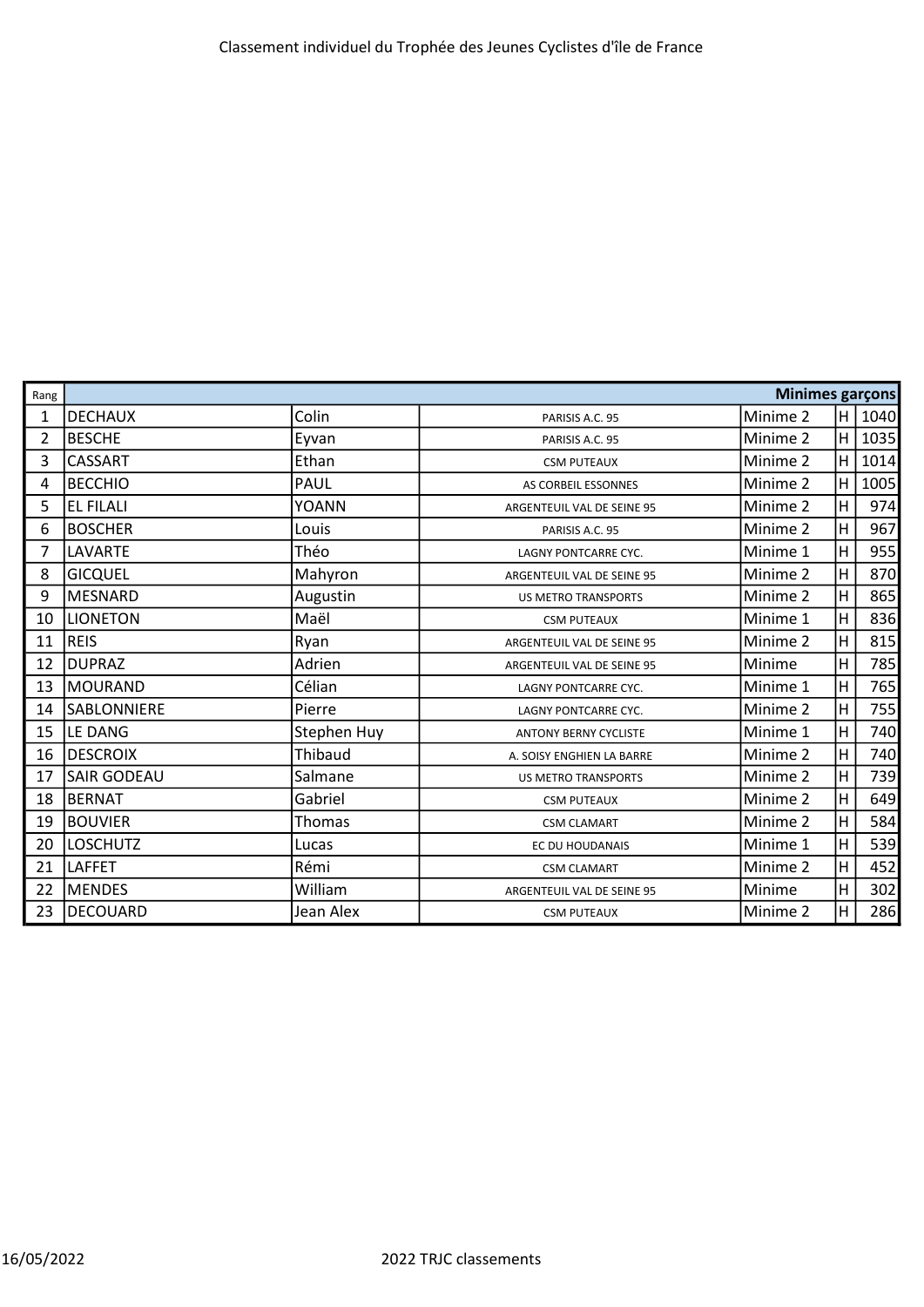Classement individuel du Trophée des Jeunes Cyclistes d'île de France

| Rang | | | | | | Minimes garçons |
|---|---|---|---|---|---|---|
| 1 | DECHAUX | Colin | PARISIS A.C. 95 | Minime 2 | H | 1040 |
| 2 | BESCHE | Eyvan | PARISIS A.C. 95 | Minime 2 | H | 1035 |
| 3 | CASSART | Ethan | CSM PUTEAUX | Minime 2 | H | 1014 |
| 4 | BECCHIO | PAUL | AS CORBEIL ESSONNES | Minime 2 | H | 1005 |
| 5 | EL FILALI | YOANN | ARGENTEUIL VAL DE SEINE 95 | Minime 2 | H | 974 |
| 6 | BOSCHER | Louis | PARISIS A.C. 95 | Minime 2 | H | 967 |
| 7 | LAVARTE | Théo | LAGNY PONTCARRE CYC. | Minime 1 | H | 955 |
| 8 | GICQUEL | Mahyron | ARGENTEUIL VAL DE SEINE 95 | Minime 2 | H | 870 |
| 9 | MESNARD | Augustin | US METRO TRANSPORTS | Minime 2 | H | 865 |
| 10 | LIONETON | Maël | CSM PUTEAUX | Minime 1 | H | 836 |
| 11 | REIS | Ryan | ARGENTEUIL VAL DE SEINE 95 | Minime 2 | H | 815 |
| 12 | DUPRAZ | Adrien | ARGENTEUIL VAL DE SEINE 95 | Minime | H | 785 |
| 13 | MOURAND | Célian | LAGNY PONTCARRE CYC. | Minime 1 | H | 765 |
| 14 | SABLONNIERE | Pierre | LAGNY PONTCARRE CYC. | Minime 2 | H | 755 |
| 15 | LE DANG | Stephen Huy | ANTONY BERNY CYCLISTE | Minime 1 | H | 740 |
| 16 | DESCROIX | Thibaud | A. SOISY ENGHIEN LA BARRE | Minime 2 | H | 740 |
| 17 | SAIR GODEAU | Salmane | US METRO TRANSPORTS | Minime 2 | H | 739 |
| 18 | BERNAT | Gabriel | CSM PUTEAUX | Minime 2 | H | 649 |
| 19 | BOUVIER | Thomas | CSM CLAMART | Minime 2 | H | 584 |
| 20 | LOSCHUTZ | Lucas | EC DU HOUDANAIS | Minime 1 | H | 539 |
| 21 | LAFFET | Rémi | CSM CLAMART | Minime 2 | H | 452 |
| 22 | MENDES | William | ARGENTEUIL VAL DE SEINE 95 | Minime | H | 302 |
| 23 | DECOUARD | Jean Alex | CSM PUTEAUX | Minime 2 | H | 286 |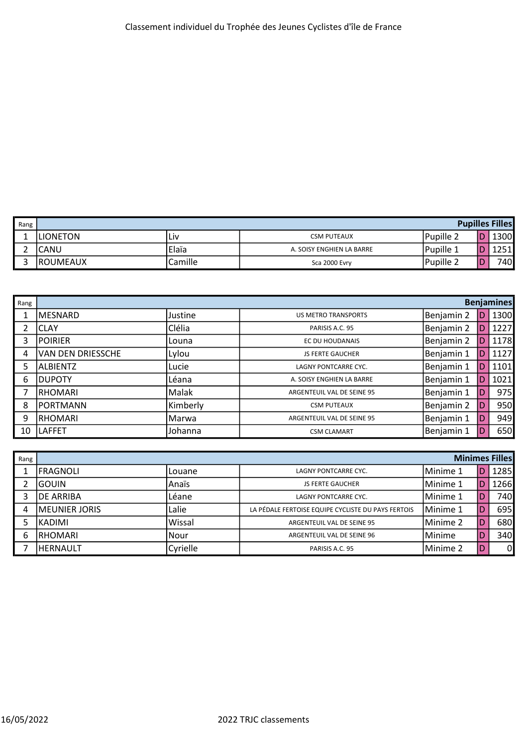Classement individuel du Trophée des Jeunes Cyclistes d'île de France

| Rang | | | | | | Pupilles Filles |
| --- | --- | --- | --- | --- | --- | --- |
| 1 | LIONETON | Liv | CSM PUTEAUX | Pupille 2 | D | 1300 |
| 2 | CANU | Elaïa | A. SOISY ENGHIEN LA BARRE | Pupille 1 | D | 1251 |
| 3 | ROUMEAUX | Camille | Sca 2000 Evry | Pupille 2 | D | 740 |

| Rang | | | | | | Benjamines |
| --- | --- | --- | --- | --- | --- | --- |
| 1 | MESNARD | Justine | US METRO TRANSPORTS | Benjamin 2 | D | 1300 |
| 2 | CLAY | Clélia | PARISIS A.C. 95 | Benjamin 2 | D | 1227 |
| 3 | POIRIER | Louna | EC DU HOUDANAIS | Benjamin 2 | D | 1178 |
| 4 | VAN DEN DRIESSCHE | Lylou | JS FERTE GAUCHER | Benjamin 1 | D | 1127 |
| 5 | ALBIENTZ | Lucie | LAGNY PONTCARRE CYC. | Benjamin 1 | D | 1101 |
| 6 | DUPOTY | Léana | A. SOISY ENGHIEN LA BARRE | Benjamin 1 | D | 1021 |
| 7 | RHOMARI | Malak | ARGENTEUIL VAL DE SEINE 95 | Benjamin 1 | D | 975 |
| 8 | PORTMANN | Kimberly | CSM PUTEAUX | Benjamin 2 | D | 950 |
| 9 | RHOMARI | Marwa | ARGENTEUIL VAL DE SEINE 95 | Benjamin 1 | D | 949 |
| 10 | LAFFET | Johanna | CSM CLAMART | Benjamin 1 | D | 650 |

| Rang | | | | | | Minimes Filles |
| --- | --- | --- | --- | --- | --- | --- |
| 1 | FRAGNOLI | Louane | LAGNY PONTCARRE CYC. | Minime 1 | D | 1285 |
| 2 | GOUIN | Anaïs | JS FERTE GAUCHER | Minime 1 | D | 1266 |
| 3 | DE ARRIBA | Léane | LAGNY PONTCARRE CYC. | Minime 1 | D | 740 |
| 4 | MEUNIER JORIS | Lalie | LA PÉDALE FERTOISE EQUIPE CYCLISTE DU PAYS FERTOIS | Minime 1 | D | 695 |
| 5 | KADIMI | Wissal | ARGENTEUIL VAL DE SEINE 95 | Minime 2 | D | 680 |
| 6 | RHOMARI | Nour | ARGENTEUIL VAL DE SEINE 96 | Minime | D | 340 |
| 7 | HERNAULT | Cyrielle | PARISIS A.C. 95 | Minime 2 | D | 0 |

16/05/2022 2022 TRJC classements